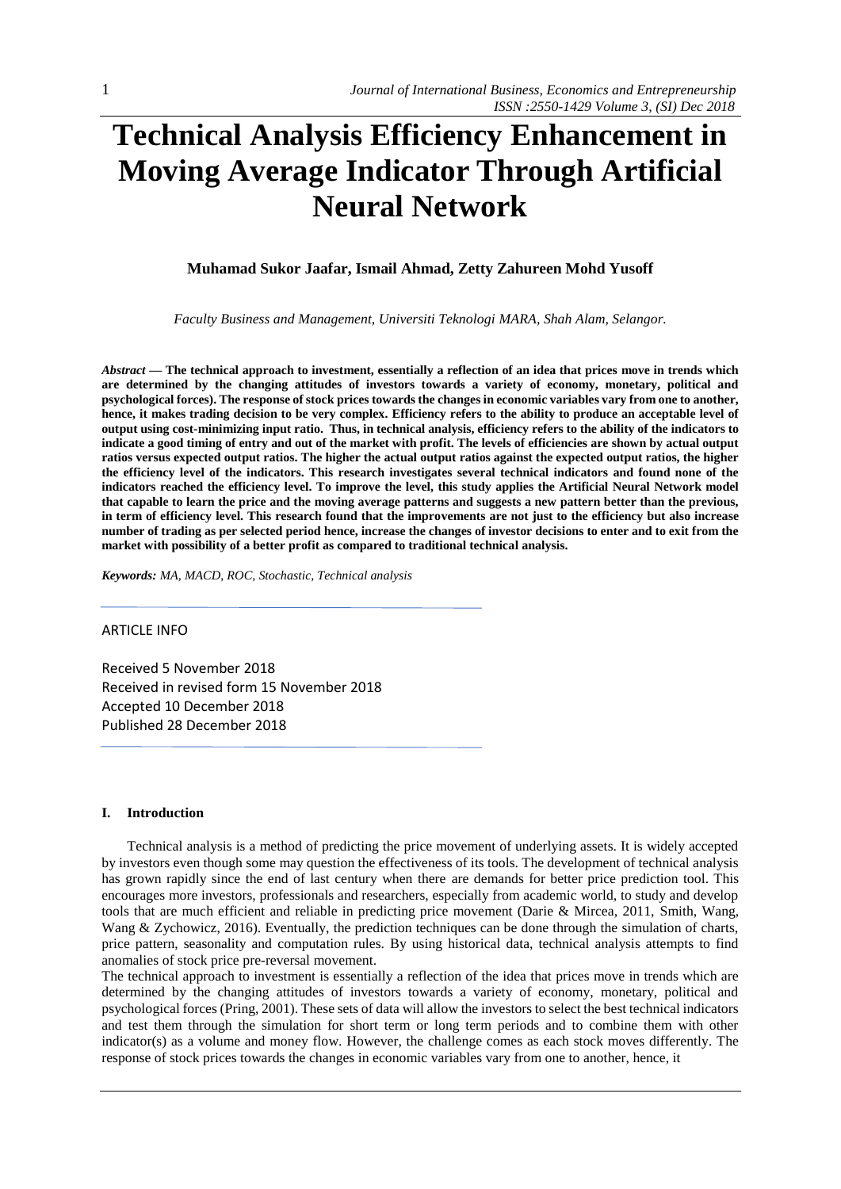# Technical Analysis Efficiency Enhancement in Moving Average Indicator Through Artificial Neural Network

**Muhamad Sukor Jaafar, Ismail Ahmad, Zetty Zahureen Mohd Yusoff**

*Faculty Business and Management, Universiti Teknologi MARA, Shah Alam, Selangor.*

***Abstract* — The technical approach to investment, essentially a reflection of an idea that prices move in trends which are determined by the changing attitudes of investors towards a variety of economy, monetary, political and psychological forces). The response of stock prices towards the changes in economic variables vary from one to another, hence, it makes trading decision to be very complex. Efficiency refers to the ability to produce an acceptable level of output using cost-minimizing input ratio. Thus, in technical analysis, efficiency refers to the ability of the indicators to indicate a good timing of entry and out of the market with profit. The levels of efficiencies are shown by actual output ratios versus expected output ratios. The higher the actual output ratios against the expected output ratios, the higher the efficiency level of the indicators. This research investigates several technical indicators and found none of the indicators reached the efficiency level. To improve the level, this study applies the Artificial Neural Network model that capable to learn the price and the moving average patterns and suggests a new pattern better than the previous, in term of efficiency level. This research found that the improvements are not just to the efficiency but also increase number of trading as per selected period hence, increase the changes of investor decisions to enter and to exit from the market with possibility of a better profit as compared to traditional technical analysis.**

***Keywords:*** *MA, MACD, ROC, Stochastic, Technical analysis*

ARTICLE INFO

Received 5 November 2018
Received in revised form 15 November 2018
Accepted 10 December 2018
Published 28 December 2018

## I. Introduction

Technical analysis is a method of predicting the price movement of underlying assets. It is widely accepted by investors even though some may question the effectiveness of its tools. The development of technical analysis has grown rapidly since the end of last century when there are demands for better price prediction tool. This encourages more investors, professionals and researchers, especially from academic world, to study and develop tools that are much efficient and reliable in predicting price movement (Darie & Mircea, 2011, Smith, Wang, Wang & Zychowicz, 2016). Eventually, the prediction techniques can be done through the simulation of charts, price pattern, seasonality and computation rules. By using historical data, technical analysis attempts to find anomalies of stock price pre-reversal movement.

The technical approach to investment is essentially a reflection of the idea that prices move in trends which are determined by the changing attitudes of investors towards a variety of economy, monetary, political and psychological forces (Pring, 2001). These sets of data will allow the investors to select the best technical indicators and test them through the simulation for short term or long term periods and to combine them with other indicator(s) as a volume and money flow. However, the challenge comes as each stock moves differently. The response of stock prices towards the changes in economic variables vary from one to another, hence, it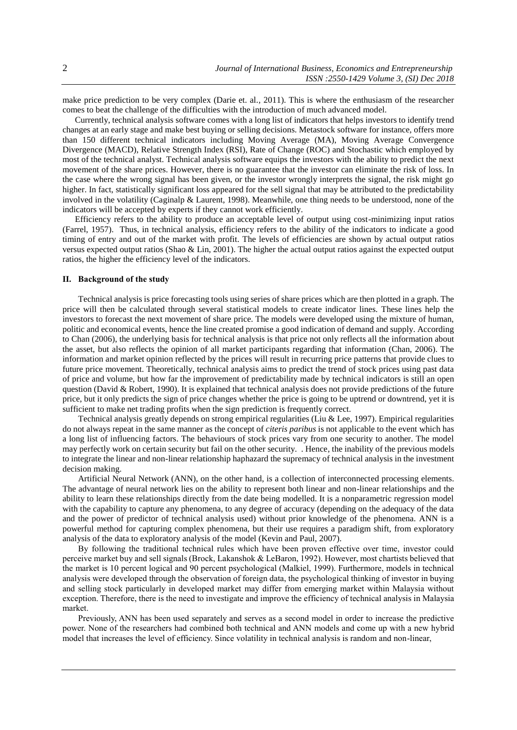make price prediction to be very complex (Darie et. al., 2011). This is where the enthusiasm of the researcher comes to beat the challenge of the difficulties with the introduction of much advanced model.

Currently, technical analysis software comes with a long list of indicators that helps investors to identify trend changes at an early stage and make best buying or selling decisions. Metastock software for instance, offers more than 150 different technical indicators including Moving Average (MA), Moving Average Convergence Divergence (MACD), Relative Strength Index (RSI), Rate of Change (ROC) and Stochastic which employed by most of the technical analyst. Technical analysis software equips the investors with the ability to predict the next movement of the share prices. However, there is no guarantee that the investor can eliminate the risk of loss. In the case where the wrong signal has been given, or the investor wrongly interprets the signal, the risk might go higher. In fact, statistically significant loss appeared for the sell signal that may be attributed to the predictability involved in the volatility (Caginalp & Laurent, 1998). Meanwhile, one thing needs to be understood, none of the indicators will be accepted by experts if they cannot work efficiently.

Efficiency refers to the ability to produce an acceptable level of output using cost-minimizing input ratios (Farrel, 1957). Thus, in technical analysis, efficiency refers to the ability of the indicators to indicate a good timing of entry and out of the market with profit. The levels of efficiencies are shown by actual output ratios versus expected output ratios (Shao & Lin, 2001). The higher the actual output ratios against the expected output ratios, the higher the efficiency level of the indicators.

## II. Background of the study

Technical analysis is price forecasting tools using series of share prices which are then plotted in a graph. The price will then be calculated through several statistical models to create indicator lines. These lines help the investors to forecast the next movement of share price. The models were developed using the mixture of human, politic and economical events, hence the line created promise a good indication of demand and supply. According to Chan (2006), the underlying basis for technical analysis is that price not only reflects all the information about the asset, but also reflects the opinion of all market participants regarding that information (Chan, 2006). The information and market opinion reflected by the prices will result in recurring price patterns that provide clues to future price movement. Theoretically, technical analysis aims to predict the trend of stock prices using past data of price and volume, but how far the improvement of predictability made by technical indicators is still an open question (David & Robert, 1990). It is explained that technical analysis does not provide predictions of the future price, but it only predicts the sign of price changes whether the price is going to be uptrend or downtrend, yet it is sufficient to make net trading profits when the sign prediction is frequently correct.

Technical analysis greatly depends on strong empirical regularities (Liu & Lee, 1997). Empirical regularities do not always repeat in the same manner as the concept of *citeris paribus* is not applicable to the event which has a long list of influencing factors. The behaviours of stock prices vary from one security to another. The model may perfectly work on certain security but fail on the other security. . Hence, the inability of the previous models to integrate the linear and non-linear relationship haphazard the supremacy of technical analysis in the investment decision making.

Artificial Neural Network (ANN), on the other hand, is a collection of interconnected processing elements. The advantage of neural network lies on the ability to represent both linear and non-linear relationships and the ability to learn these relationships directly from the date being modelled. It is a nonparametric regression model with the capability to capture any phenomena, to any degree of accuracy (depending on the adequacy of the data and the power of predictor of technical analysis used) without prior knowledge of the phenomena. ANN is a powerful method for capturing complex phenomena, but their use requires a paradigm shift, from exploratory analysis of the data to exploratory analysis of the model (Kevin and Paul, 2007).

By following the traditional technical rules which have been proven effective over time, investor could perceive market buy and sell signals (Brock, Lakanshok & LeBaron, 1992). However, most chartists believed that the market is 10 percent logical and 90 percent psychological (Malkiel, 1999). Furthermore, models in technical analysis were developed through the observation of foreign data, the psychological thinking of investor in buying and selling stock particularly in developed market may differ from emerging market within Malaysia without exception. Therefore, there is the need to investigate and improve the efficiency of technical analysis in Malaysia market.

Previously, ANN has been used separately and serves as a second model in order to increase the predictive power. None of the researchers had combined both technical and ANN models and come up with a new hybrid model that increases the level of efficiency. Since volatility in technical analysis is random and non-linear,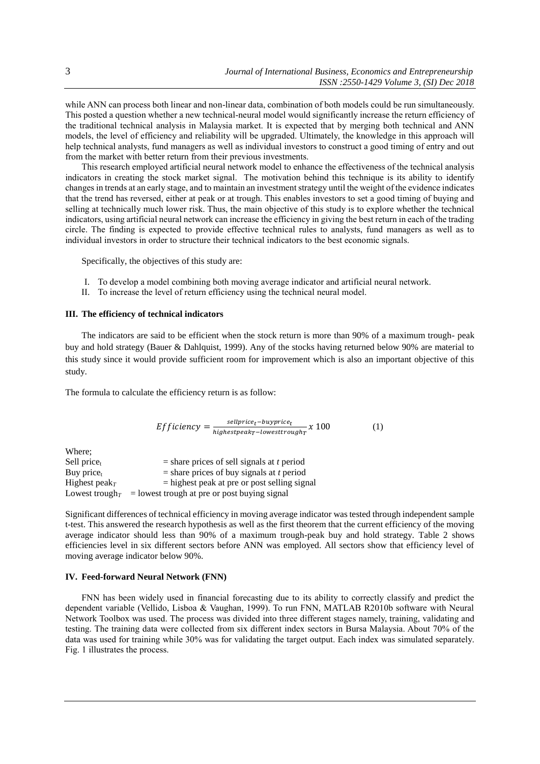while ANN can process both linear and non-linear data, combination of both models could be run simultaneously. This posted a question whether a new technical-neural model would significantly increase the return efficiency of the traditional technical analysis in Malaysia market. It is expected that by merging both technical and ANN models, the level of efficiency and reliability will be upgraded. Ultimately, the knowledge in this approach will help technical analysts, fund managers as well as individual investors to construct a good timing of entry and out from the market with better return from their previous investments.

This research employed artificial neural network model to enhance the effectiveness of the technical analysis indicators in creating the stock market signal. The motivation behind this technique is its ability to identify changes in trends at an early stage, and to maintain an investment strategy until the weight of the evidence indicates that the trend has reversed, either at peak or at trough. This enables investors to set a good timing of buying and selling at technically much lower risk. Thus, the main objective of this study is to explore whether the technical indicators, using artificial neural network can increase the efficiency in giving the best return in each of the trading circle. The finding is expected to provide effective technical rules to analysts, fund managers as well as to individual investors in order to structure their technical indicators to the best economic signals.

Specifically, the objectives of this study are:

I. To develop a model combining both moving average indicator and artificial neural network.
II. To increase the level of return efficiency using the technical neural model.

### III. The efficiency of technical indicators

The indicators are said to be efficient when the stock return is more than 90% of a maximum trough- peak buy and hold strategy (Bauer & Dahlquist, 1999). Any of the stocks having returned below 90% are material to this study since it would provide sufficient room for improvement which is also an important objective of this study.

The formula to calculate the efficiency return is as follow:

$$Efficiency = \frac{sellprice_t - buyprice_t}{highestpeak_T - lowesttrough_T} x\ 100 \qquad (1)$$

Where;

Sell $price_t$ = share prices of sell signals at *t* period
Buy $price_t$ = share prices of buy signals at *t* period
Highest $peak_T$ = highest peak at pre or post selling signal
Lowest $trough_T$ = lowest trough at pre or post buying signal

Significant differences of technical efficiency in moving average indicator was tested through independent sample t-test. This answered the research hypothesis as well as the first theorem that the current efficiency of the moving average indicator should less than 90% of a maximum trough-peak buy and hold strategy. Table 2 shows efficiencies level in six different sectors before ANN was employed. All sectors show that efficiency level of moving average indicator below 90%.

### IV. Feed-forward Neural Network (FNN)

FNN has been widely used in financial forecasting due to its ability to correctly classify and predict the dependent variable (Vellido, Lisboa & Vaughan, 1999). To run FNN, MATLAB R2010b software with Neural Network Toolbox was used. The process was divided into three different stages namely, training, validating and testing. The training data were collected from six different index sectors in Bursa Malaysia. About 70% of the data was used for training while 30% was for validating the target output. Each index was simulated separately. Fig. 1 illustrates the process.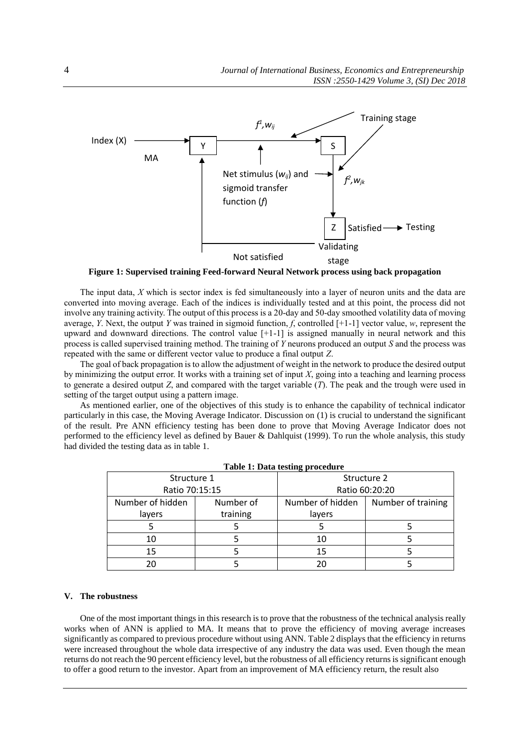Figure 1: Supervised training Feed-forward Neural Network process using back propagation

The input data, *X* which is sector index is fed simultaneously into a layer of neuron units and the data are converted into moving average. Each of the indices is individually tested and at this point, the process did not involve any training activity. The output of this process is a 20-day and 50-day smoothed volatility data of moving average, *Y*. Next, the output *Y* was trained in sigmoid function, *f*, controlled [+1-1] vector value, *w*, represent the upward and downward directions. The control value [+1-1] is assigned manually in neural network and this process is called supervised training method. The training of *Y* neurons produced an output *S* and the process was repeated with the same or different vector value to produce a final output *Z*.

The goal of back propagation is to allow the adjustment of weight in the network to produce the desired output by minimizing the output error. It works with a training set of input *X*, going into a teaching and learning process to generate a desired output *Z*, and compared with the target variable (*T*). The peak and the trough were used in setting of the target output using a pattern image.

As mentioned earlier, one of the objectives of this study is to enhance the capability of technical indicator particularly in this case, the Moving Average Indicator. Discussion on (1) is crucial to understand the significant of the result. Pre ANN efficiency testing has been done to prove that Moving Average Indicator does not performed to the efficiency level as defined by Bauer & Dahlquist (1999). To run the whole analysis, this study had divided the testing data as in table 1.

**Table 1: Data testing procedure**

| Structure 1 Ratio 70:15:15 | | Structure 2 Ratio 60:20:20 | |
|---|---|---|---|
| Number of hidden layers | Number of training | Number of hidden layers | Number of training |
| 5 | 5 | 5 | 5 |
| 10 | 5 | 10 | 5 |
| 15 | 5 | 15 | 5 |
| 20 | 5 | 20 | 5 |

## V. The robustness

One of the most important things in this research is to prove that the robustness of the technical analysis really works when of ANN is applied to MA. It means that to prove the efficiency of moving average increases significantly as compared to previous procedure without using ANN. Table 2 displays that the efficiency in returns were increased throughout the whole data irrespective of any industry the data was used. Even though the mean returns do not reach the 90 percent efficiency level, but the robustness of all efficiency returns is significant enough to offer a good return to the investor. Apart from an improvement of MA efficiency return, the result also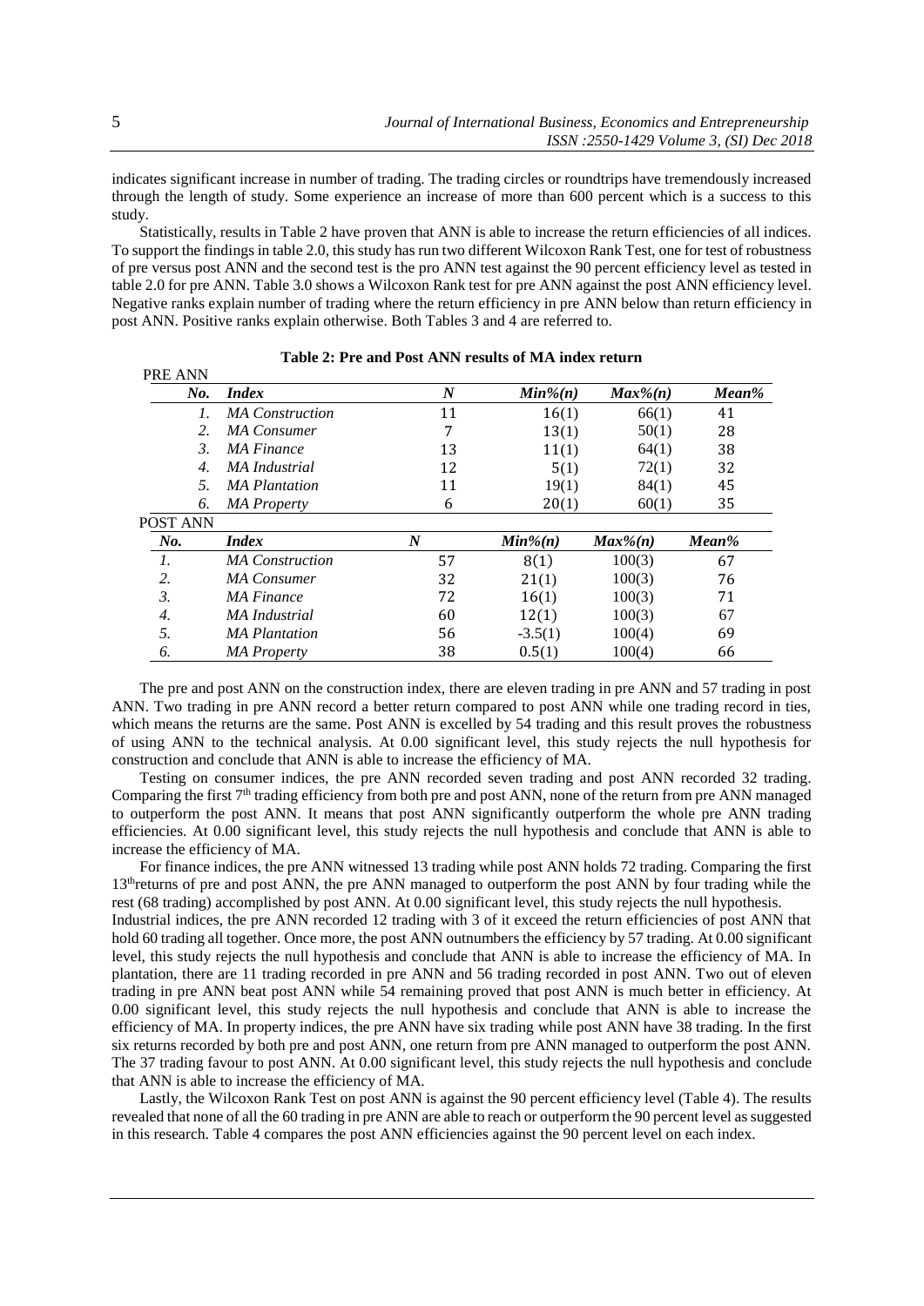indicates significant increase in number of trading. The trading circles or roundtrips have tremendously increased through the length of study. Some experience an increase of more than 600 percent which is a success to this study.

Statistically, results in Table 2 have proven that ANN is able to increase the return efficiencies of all indices. To support the findings in table 2.0, this study has run two different Wilcoxon Rank Test, one for test of robustness of pre versus post ANN and the second test is the pro ANN test against the 90 percent efficiency level as tested in table 2.0 for pre ANN. Table 3.0 shows a Wilcoxon Rank test for pre ANN against the post ANN efficiency level. Negative ranks explain number of trading where the return efficiency in pre ANN below than return efficiency in post ANN. Positive ranks explain otherwise. Both Tables 3 and 4 are referred to.

**Table 2: Pre and Post ANN results of MA index return**

| PRE ANN | | | | | |
|---|---|---|---|---|---|
| *No.* | *Index* | *N* | *Min%(n)* | *Max%(n)* | *Mean%* |
| *1.* | *MA Construction* | 11 | 16(1) | 66(1) | 41 |
| *2.* | *MA Consumer* | 7 | 13(1) | 50(1) | 28 |
| *3.* | *MA Finance* | 13 | 11(1) | 64(1) | 38 |
| *4.* | *MA Industrial* | 12 | 5(1) | 72(1) | 32 |
| *5.* | *MA Plantation* | 11 | 19(1) | 84(1) | 45 |
| *6.* | *MA Property* | 6 | 20(1) | 60(1) | 35 |
| POST ANN | | | | | |
| *No.* | *Index* | *N* | *Min%(n)* | *Max%(n)* | *Mean%* |
| *1.* | *MA Construction* | 57 | 8(1) | 100(3) | 67 |
| *2.* | *MA Consumer* | 32 | 21(1) | 100(3) | 76 |
| *3.* | *MA Finance* | 72 | 16(1) | 100(3) | 71 |
| *4.* | *MA Industrial* | 60 | 12(1) | 100(3) | 67 |
| *5.* | *MA Plantation* | 56 | -3.5(1) | 100(4) | 69 |
| *6.* | *MA Property* | 38 | 0.5(1) | 100(4) | 66 |

The pre and post ANN on the construction index, there are eleven trading in pre ANN and 57 trading in post ANN. Two trading in pre ANN record a better return compared to post ANN while one trading record in ties, which means the returns are the same. Post ANN is excelled by 54 trading and this result proves the robustness of using ANN to the technical analysis. At 0.00 significant level, this study rejects the null hypothesis for construction and conclude that ANN is able to increase the efficiency of MA.

Testing on consumer indices, the pre ANN recorded seven trading and post ANN recorded 32 trading. Comparing the first 7th trading efficiency from both pre and post ANN, none of the return from pre ANN managed to outperform the post ANN. It means that post ANN significantly outperform the whole pre ANN trading efficiencies. At 0.00 significant level, this study rejects the null hypothesis and conclude that ANN is able to increase the efficiency of MA.

For finance indices, the pre ANN witnessed 13 trading while post ANN holds 72 trading. Comparing the first 13th returns of pre and post ANN, the pre ANN managed to outperform the post ANN by four trading while the rest (68 trading) accomplished by post ANN. At 0.00 significant level, this study rejects the null hypothesis. Industrial indices, the pre ANN recorded 12 trading with 3 of it exceed the return efficiencies of post ANN that hold 60 trading all together. Once more, the post ANN outnumbers the efficiency by 57 trading. At 0.00 significant level, this study rejects the null hypothesis and conclude that ANN is able to increase the efficiency of MA. In plantation, there are 11 trading recorded in pre ANN and 56 trading recorded in post ANN. Two out of eleven trading in pre ANN beat post ANN while 54 remaining proved that post ANN is much better in efficiency. At 0.00 significant level, this study rejects the null hypothesis and conclude that ANN is able to increase the efficiency of MA. In property indices, the pre ANN have six trading while post ANN have 38 trading. In the first six returns recorded by both pre and post ANN, one return from pre ANN managed to outperform the post ANN. The 37 trading favour to post ANN. At 0.00 significant level, this study rejects the null hypothesis and conclude that ANN is able to increase the efficiency of MA.

Lastly, the Wilcoxon Rank Test on post ANN is against the 90 percent efficiency level (Table 4). The results revealed that none of all the 60 trading in pre ANN are able to reach or outperform the 90 percent level as suggested in this research. Table 4 compares the post ANN efficiencies against the 90 percent level on each index.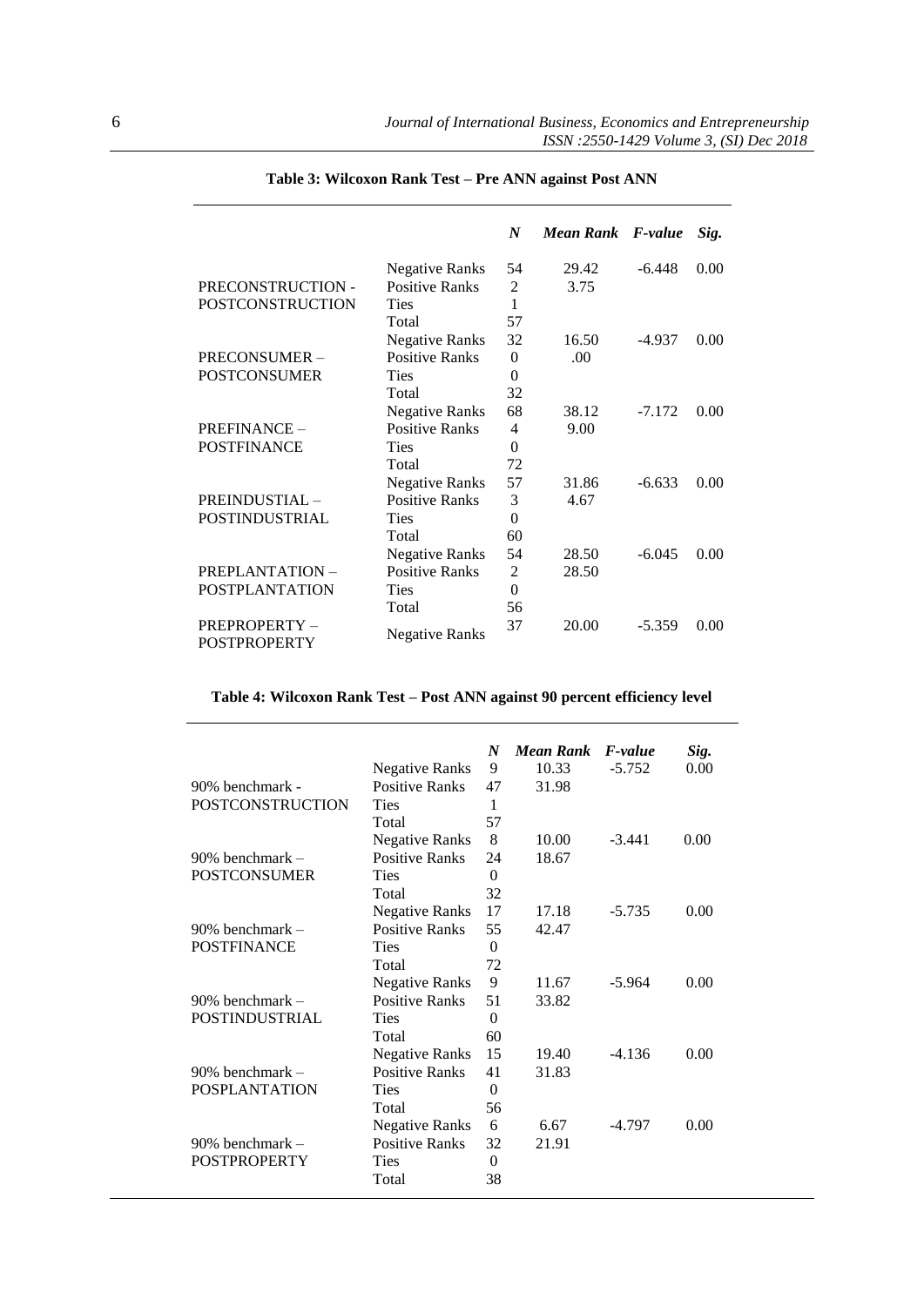**Table 3: Wilcoxon Rank Test – Pre ANN against Post ANN**

| | | *N* | *Mean Rank* | *F-value* | *Sig.* |
|---|---|---|---|---|---|
| PRECONSTRUCTION - POSTCONSTRUCTION | Negative Ranks | 54 | 29.42 | -6.448 | 0.00 |
| | Positive Ranks | 2 | 3.75 | | |
| | Ties | 1 | | | |
| | Total | 57 | | | |
| PRECONSUMER – POSTCONSUMER | Negative Ranks | 32 | 16.50 | -4.937 | 0.00 |
| | Positive Ranks | 0 | .00 | | |
| | Ties | 0 | | | |
| | Total | 32 | | | |
| PREFINANCE – POSTFINANCE | Negative Ranks | 68 | 38.12 | -7.172 | 0.00 |
| | Positive Ranks | 4 | 9.00 | | |
| | Ties | 0 | | | |
| | Total | 72 | | | |
| PREINDUSTIAL – POSTINDUSTRIAL | Negative Ranks | 57 | 31.86 | -6.633 | 0.00 |
| | Positive Ranks | 3 | 4.67 | | |
| | Ties | 0 | | | |
| | Total | 60 | | | |
| PREPLANTATION – POSTPLANTATION | Negative Ranks | 54 | 28.50 | -6.045 | 0.00 |
| | Positive Ranks | 2 | 28.50 | | |
| | Ties | 0 | | | |
| | Total | 56 | | | |
| PREPROPERTY – POSTPROPERTY | Negative Ranks | 37 | 20.00 | -5.359 | 0.00 |

**Table 4: Wilcoxon Rank Test – Post ANN against 90 percent efficiency level**

| | | *N* | *Mean Rank* | *F-value* | *Sig.* |
|---|---|---|---|---|---|
| 90% benchmark - POSTCONSTRUCTION | Negative Ranks | 9 | 10.33 | -5.752 | 0.00 |
| | Positive Ranks | 47 | 31.98 | | |
| | Ties | 1 | | | |
| | Total | 57 | | | |
| 90% benchmark – POSTCONSUMER | Negative Ranks | 8 | 10.00 | -3.441 | 0.00 |
| | Positive Ranks | 24 | 18.67 | | |
| | Ties | 0 | | | |
| | Total | 32 | | | |
| 90% benchmark – POSTFINANCE | Negative Ranks | 17 | 17.18 | -5.735 | 0.00 |
| | Positive Ranks | 55 | 42.47 | | |
| | Ties | 0 | | | |
| | Total | 72 | | | |
| 90% benchmark – POSTINDUSTRIAL | Negative Ranks | 9 | 11.67 | -5.964 | 0.00 |
| | Positive Ranks | 51 | 33.82 | | |
| | Ties | 0 | | | |
| | Total | 60 | | | |
| 90% benchmark – POSPLANTATION | Negative Ranks | 15 | 19.40 | -4.136 | 0.00 |
| | Positive Ranks | 41 | 31.83 | | |
| | Ties | 0 | | | |
| | Total | 56 | | | |
| 90% benchmark – POSTPROPERTY | Negative Ranks | 6 | 6.67 | -4.797 | 0.00 |
| | Positive Ranks | 32 | 21.91 | | |
| | Ties | 0 | | | |
| | Total | 38 | | | |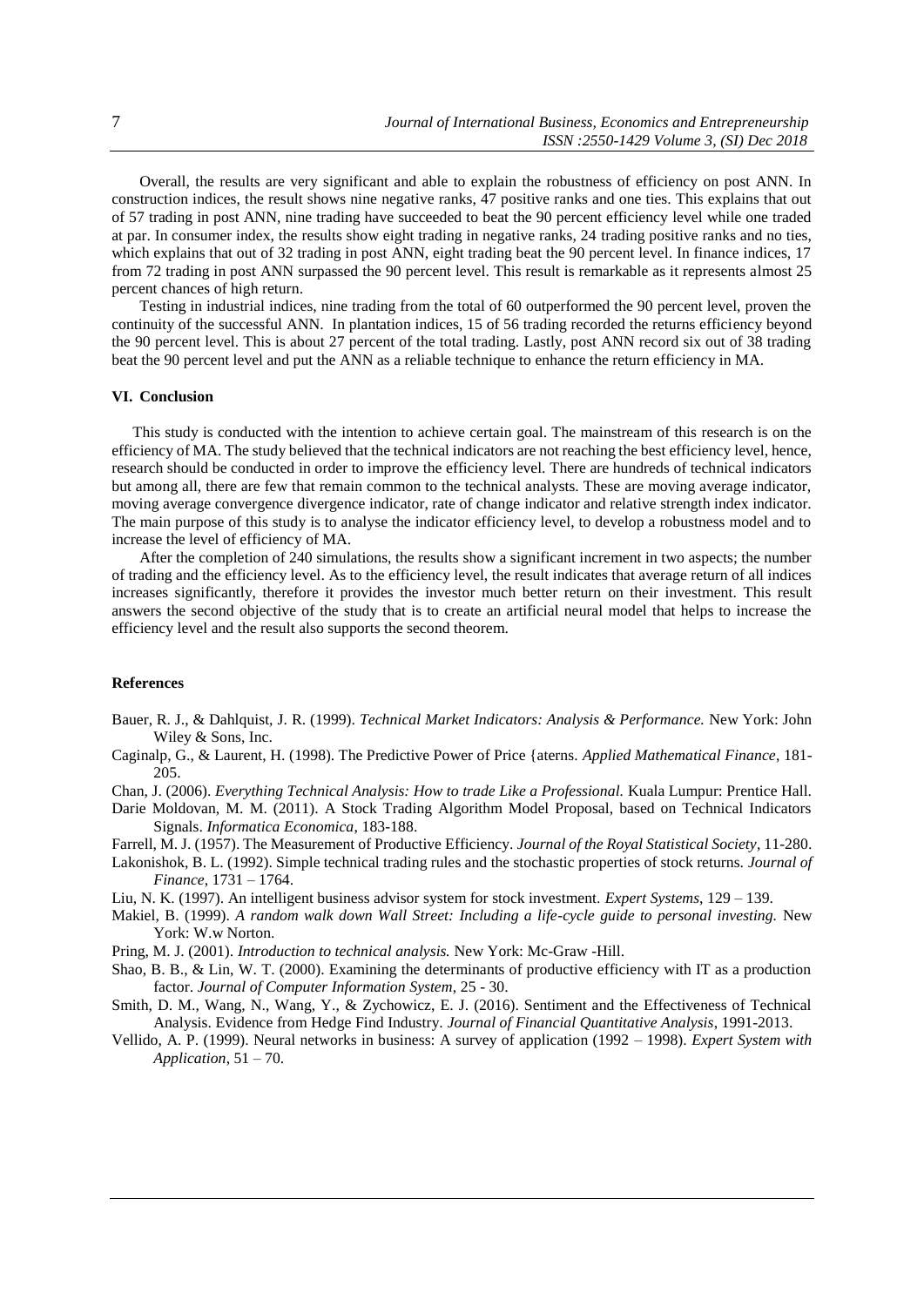Overall, the results are very significant and able to explain the robustness of efficiency on post ANN. In construction indices, the result shows nine negative ranks, 47 positive ranks and one ties. This explains that out of 57 trading in post ANN, nine trading have succeeded to beat the 90 percent efficiency level while one traded at par. In consumer index, the results show eight trading in negative ranks, 24 trading positive ranks and no ties, which explains that out of 32 trading in post ANN, eight trading beat the 90 percent level. In finance indices, 17 from 72 trading in post ANN surpassed the 90 percent level. This result is remarkable as it represents almost 25 percent chances of high return.

Testing in industrial indices, nine trading from the total of 60 outperformed the 90 percent level, proven the continuity of the successful ANN. In plantation indices, 15 of 56 trading recorded the returns efficiency beyond the 90 percent level. This is about 27 percent of the total trading. Lastly, post ANN record six out of 38 trading beat the 90 percent level and put the ANN as a reliable technique to enhance the return efficiency in MA.

## VI. Conclusion

This study is conducted with the intention to achieve certain goal. The mainstream of this research is on the efficiency of MA. The study believed that the technical indicators are not reaching the best efficiency level, hence, research should be conducted in order to improve the efficiency level. There are hundreds of technical indicators but among all, there are few that remain common to the technical analysts. These are moving average indicator, moving average convergence divergence indicator, rate of change indicator and relative strength index indicator. The main purpose of this study is to analyse the indicator efficiency level, to develop a robustness model and to increase the level of efficiency of MA.

After the completion of 240 simulations, the results show a significant increment in two aspects; the number of trading and the efficiency level. As to the efficiency level, the result indicates that average return of all indices increases significantly, therefore it provides the investor much better return on their investment. This result answers the second objective of the study that is to create an artificial neural model that helps to increase the efficiency level and the result also supports the second theorem.

## References

Bauer, R. J., & Dahlquist, J. R. (1999). *Technical Market Indicators: Analysis & Performance.* New York: John Wiley & Sons, Inc.

Caginalp, G., & Laurent, H. (1998). The Predictive Power of Price {aterns. *Applied Mathematical Finance*, 181-205.

Chan, J. (2006). *Everything Technical Analysis: How to trade Like a Professional.* Kuala Lumpur: Prentice Hall.

Darie Moldovan, M. M. (2011). A Stock Trading Algorithm Model Proposal, based on Technical Indicators Signals. *Informatica Economica*, 183-188.

Farrell, M. J. (1957). The Measurement of Productive Efficiency. *Journal of the Royal Statistical Society*, 11-280.

Lakonishok, B. L. (1992). Simple technical trading rules and the stochastic properties of stock returns. *Journal of Finance*, 1731 – 1764.

Liu, N. K. (1997). An intelligent business advisor system for stock investment. *Expert Systems*, 129 – 139.

Makiel, B. (1999). *A random walk down Wall Street: Including a life-cycle guide to personal investing.* New York: W.w Norton.

Pring, M. J. (2001). *Introduction to technical analysis.* New York: Mc-Graw -Hill.

Shao, B. B., & Lin, W. T. (2000). Examining the determinants of productive efficiency with IT as a production factor. *Journal of Computer Information System*, 25 - 30.

Smith, D. M., Wang, N., Wang, Y., & Zychowicz, E. J. (2016). Sentiment and the Effectiveness of Technical Analysis. Evidence from Hedge Find Industry. *Journal of Financial Quantitative Analysis*, 1991-2013.

Vellido, A. P. (1999). Neural networks in business: A survey of application (1992 – 1998). *Expert System with Application*, 51 – 70.